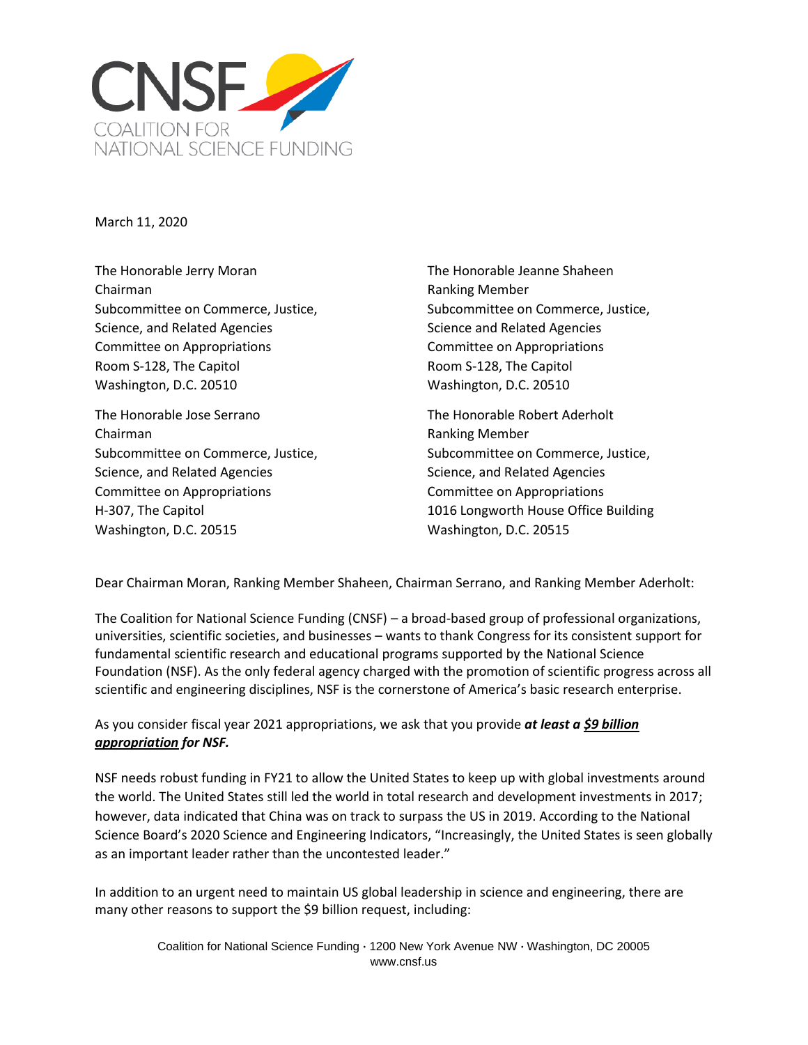CNSF
COALITION FOR
NATIONAL SCIENCE FUNDING

March 11, 2020

The Honorable Jerry Moran
Chairman
Subcommittee on Commerce, Justice, Science, and Related Agencies
Committee on Appropriations
Room S-128, The Capitol
Washington, D.C. 20510

The Honorable Jeanne Shaheen
Ranking Member
Subcommittee on Commerce, Justice, Science and Related Agencies
Committee on Appropriations
Room S-128, The Capitol
Washington, D.C. 20510

The Honorable Jose Serrano
Chairman
Subcommittee on Commerce, Justice, Science, and Related Agencies
Committee on Appropriations
H-307, The Capitol
Washington, D.C. 20515

The Honorable Robert Aderholt
Ranking Member
Subcommittee on Commerce, Justice, Science, and Related Agencies
Committee on Appropriations
1016 Longworth House Office Building
Washington, D.C. 20515

Dear Chairman Moran, Ranking Member Shaheen, Chairman Serrano, and Ranking Member Aderholt:

The Coalition for National Science Funding (CNSF) – a broad-based group of professional organizations, universities, scientific societies, and businesses – wants to thank Congress for its consistent support for fundamental scientific research and educational programs supported by the National Science Foundation (NSF). As the only federal agency charged with the promotion of scientific progress across all scientific and engineering disciplines, NSF is the cornerstone of America's basic research enterprise.

As you consider fiscal year 2021 appropriations, we ask that you provide ***at least a <u>$9 billion appropriation</u> for NSF.***

NSF needs robust funding in FY21 to allow the United States to keep up with global investments around the world. The United States still led the world in total research and development investments in 2017; however, data indicated that China was on track to surpass the US in 2019. According to the National Science Board's 2020 Science and Engineering Indicators, "Increasingly, the United States is seen globally as an important leader rather than the uncontested leader."

In addition to an urgent need to maintain US global leadership in science and engineering, there are many other reasons to support the $9 billion request, including: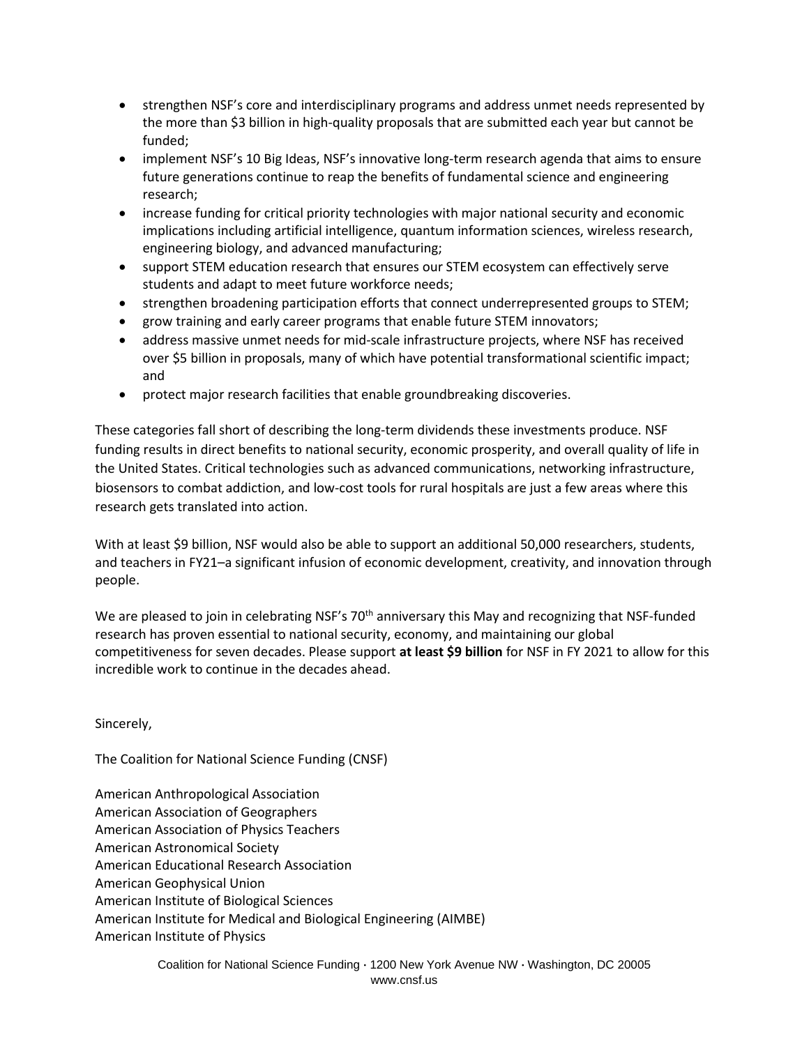- strengthen NSF's core and interdisciplinary programs and address unmet needs represented by the more than $3 billion in high-quality proposals that are submitted each year but cannot be funded;
- implement NSF's 10 Big Ideas, NSF's innovative long-term research agenda that aims to ensure future generations continue to reap the benefits of fundamental science and engineering research;
- increase funding for critical priority technologies with major national security and economic implications including artificial intelligence, quantum information sciences, wireless research, engineering biology, and advanced manufacturing;
- support STEM education research that ensures our STEM ecosystem can effectively serve students and adapt to meet future workforce needs;
- strengthen broadening participation efforts that connect underrepresented groups to STEM;
- grow training and early career programs that enable future STEM innovators;
- address massive unmet needs for mid-scale infrastructure projects, where NSF has received over $5 billion in proposals, many of which have potential transformational scientific impact; and
- protect major research facilities that enable groundbreaking discoveries.

These categories fall short of describing the long-term dividends these investments produce. NSF funding results in direct benefits to national security, economic prosperity, and overall quality of life in the United States. Critical technologies such as advanced communications, networking infrastructure, biosensors to combat addiction, and low-cost tools for rural hospitals are just a few areas where this research gets translated into action.

With at least $9 billion, NSF would also be able to support an additional 50,000 researchers, students, and teachers in FY21–a significant infusion of economic development, creativity, and innovation through people.

We are pleased to join in celebrating NSF's 70th anniversary this May and recognizing that NSF-funded research has proven essential to national security, economy, and maintaining our global competitiveness for seven decades. Please support **at least $9 billion** for NSF in FY 2021 to allow for this incredible work to continue in the decades ahead.

Sincerely,

The Coalition for National Science Funding (CNSF)

American Anthropological Association
American Association of Geographers
American Association of Physics Teachers
American Astronomical Society
American Educational Research Association
American Geophysical Union
American Institute of Biological Sciences
American Institute for Medical and Biological Engineering (AIMBE)
American Institute of Physics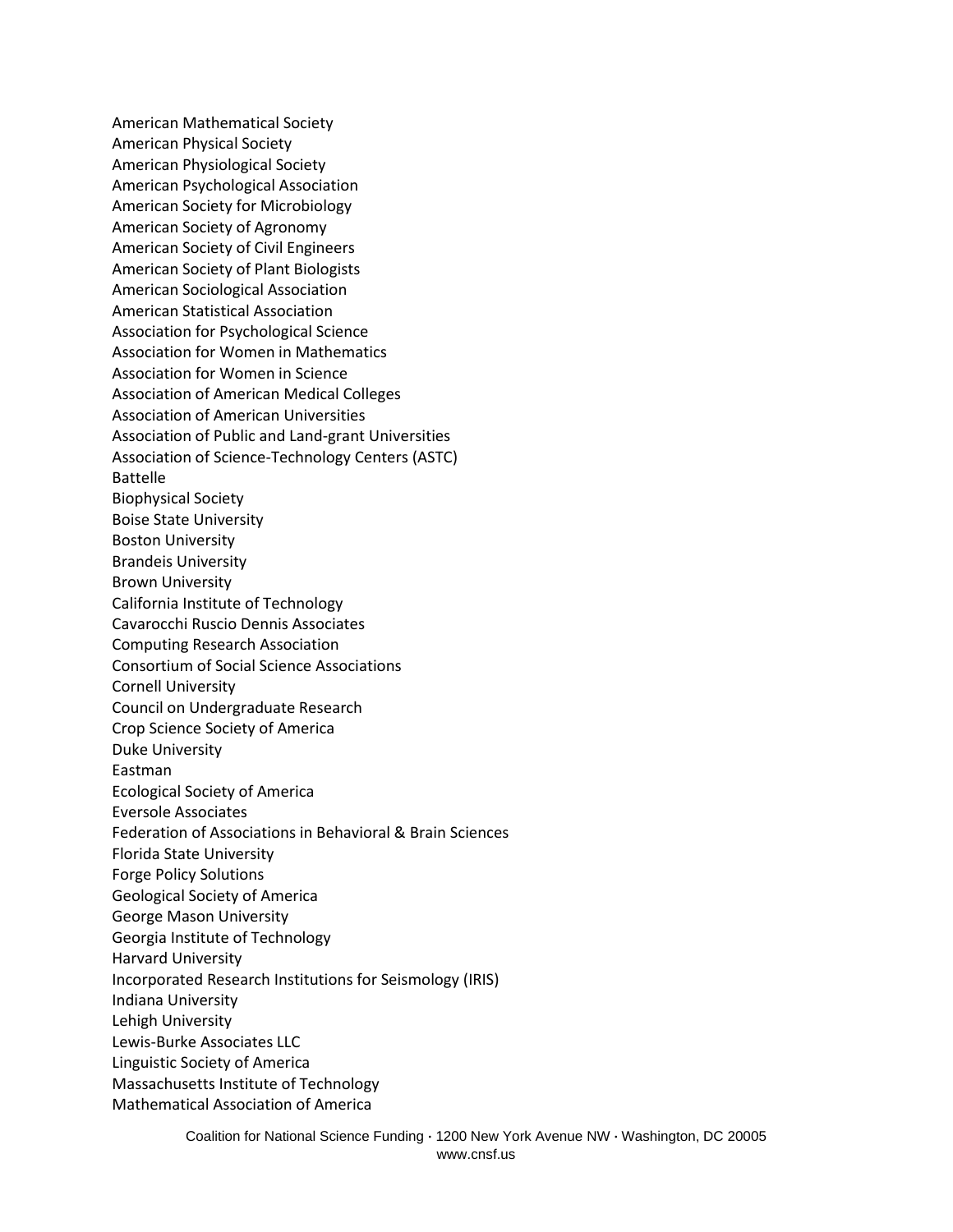American Mathematical Society
American Physical Society
American Physiological Society
American Psychological Association
American Society for Microbiology
American Society of Agronomy
American Society of Civil Engineers
American Society of Plant Biologists
American Sociological Association
American Statistical Association
Association for Psychological Science
Association for Women in Mathematics
Association for Women in Science
Association of American Medical Colleges
Association of American Universities
Association of Public and Land-grant Universities
Association of Science-Technology Centers (ASTC)
Battelle
Biophysical Society
Boise State University
Boston University
Brandeis University
Brown University
California Institute of Technology
Cavarocchi Ruscio Dennis Associates
Computing Research Association
Consortium of Social Science Associations
Cornell University
Council on Undergraduate Research
Crop Science Society of America
Duke University
Eastman
Ecological Society of America
Eversole Associates
Federation of Associations in Behavioral & Brain Sciences
Florida State University
Forge Policy Solutions
Geological Society of America
George Mason University
Georgia Institute of Technology
Harvard University
Incorporated Research Institutions for Seismology (IRIS)
Indiana University
Lehigh University
Lewis-Burke Associates LLC
Linguistic Society of America
Massachusetts Institute of Technology
Mathematical Association of America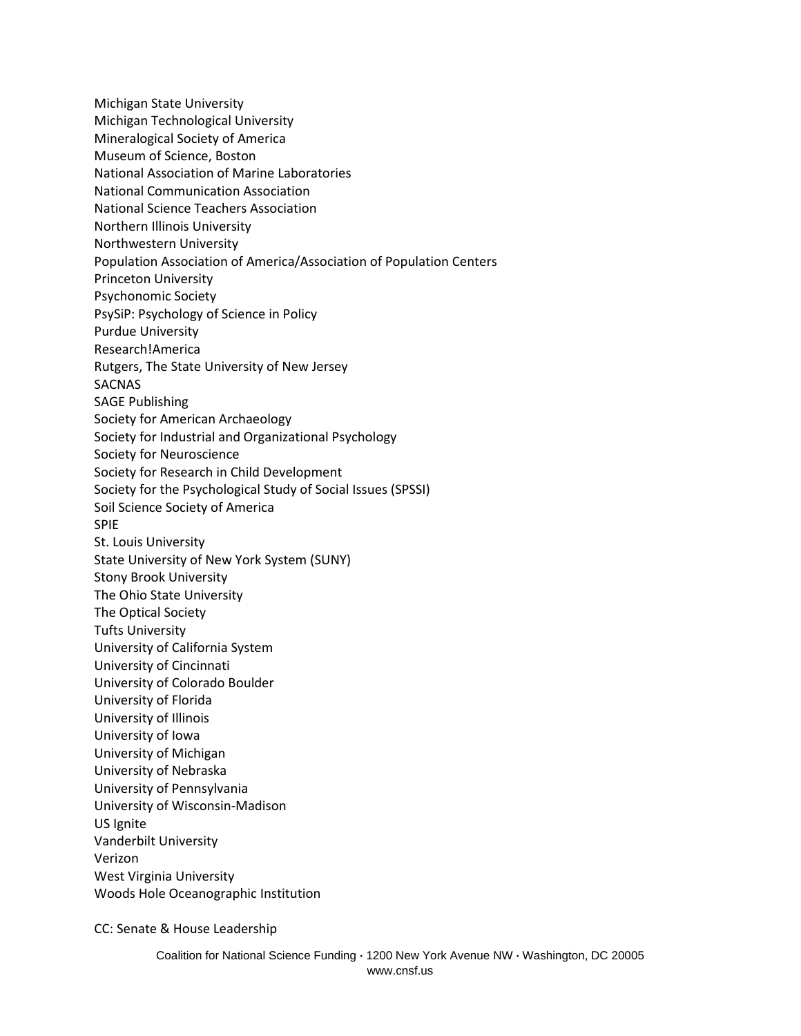Michigan State University
Michigan Technological University
Mineralogical Society of America
Museum of Science, Boston
National Association of Marine Laboratories
National Communication Association
National Science Teachers Association
Northern Illinois University
Northwestern University
Population Association of America/Association of Population Centers
Princeton University
Psychonomic Society
PsySiP: Psychology of Science in Policy
Purdue University
Research!America
Rutgers, The State University of New Jersey
SACNAS
SAGE Publishing
Society for American Archaeology
Society for Industrial and Organizational Psychology
Society for Neuroscience
Society for Research in Child Development
Society for the Psychological Study of Social Issues (SPSSI)
Soil Science Society of America
SPIE
St. Louis University
State University of New York System (SUNY)
Stony Brook University
The Ohio State University
The Optical Society
Tufts University
University of California System
University of Cincinnati
University of Colorado Boulder
University of Florida
University of Illinois
University of Iowa
University of Michigan
University of Nebraska
University of Pennsylvania
University of Wisconsin-Madison
US Ignite
Vanderbilt University
Verizon
West Virginia University
Woods Hole Oceanographic Institution

CC: Senate & House Leadership

Coalition for National Science Funding · 1200 New York Avenue NW · Washington, DC 20005
www.cnsf.us